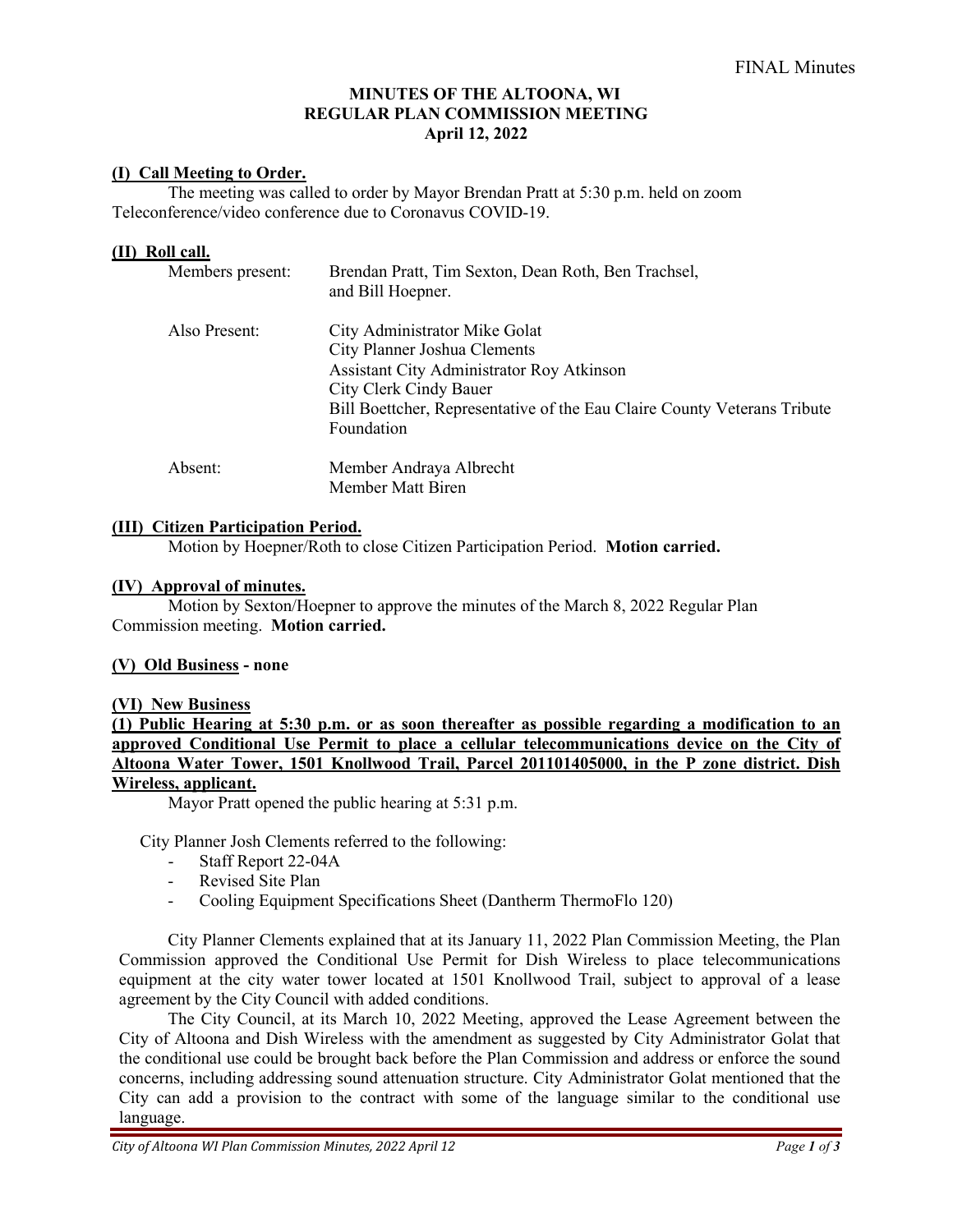FINAL Minutes

**MINUTES OF THE ALTOONA, WI**
**REGULAR PLAN COMMISSION MEETING**
**April 12, 2022**

## (I) Call Meeting to Order.

The meeting was called to order by Mayor Brendan Pratt at 5:30 p.m. held on zoom Teleconference/video conference due to Coronavus COVID-19.

## (II) Roll call.

Members present: Brendan Pratt, Tim Sexton, Dean Roth, Ben Trachsel, and Bill Hoepner.

Also Present:
City Administrator Mike Golat
City Planner Joshua Clements
Assistant City Administrator Roy Atkinson
City Clerk Cindy Bauer
Bill Boettcher, Representative of the Eau Claire County Veterans Tribute Foundation

Absent:
Member Andraya Albrecht
Member Matt Biren

## (III) Citizen Participation Period.

Motion by Hoepner/Roth to close Citizen Participation Period. **Motion carried.**

## (IV) Approval of minutes.

Motion by Sexton/Hoepner to approve the minutes of the March 8, 2022 Regular Plan Commission meeting. **Motion carried.**

## (V) Old Business - none

## (VI) New Business

**(1) Public Hearing at 5:30 p.m. or as soon thereafter as possible regarding a modification to an approved Conditional Use Permit to place a cellular telecommunications device on the City of Altoona Water Tower, 1501 Knollwood Trail, Parcel 201101405000, in the P zone district. Dish Wireless, applicant.**

Mayor Pratt opened the public hearing at 5:31 p.m.

City Planner Josh Clements referred to the following:

- Staff Report 22-04A
- Revised Site Plan
- Cooling Equipment Specifications Sheet (Dantherm ThermoFlo 120)

City Planner Clements explained that at its January 11, 2022 Plan Commission Meeting, the Plan Commission approved the Conditional Use Permit for Dish Wireless to place telecommunications equipment at the city water tower located at 1501 Knollwood Trail, subject to approval of a lease agreement by the City Council with added conditions.

The City Council, at its March 10, 2022 Meeting, approved the Lease Agreement between the City of Altoona and Dish Wireless with the amendment as suggested by City Administrator Golat that the conditional use could be brought back before the Plan Commission and address or enforce the sound concerns, including addressing sound attenuation structure. City Administrator Golat mentioned that the City can add a provision to the contract with some of the language similar to the conditional use language.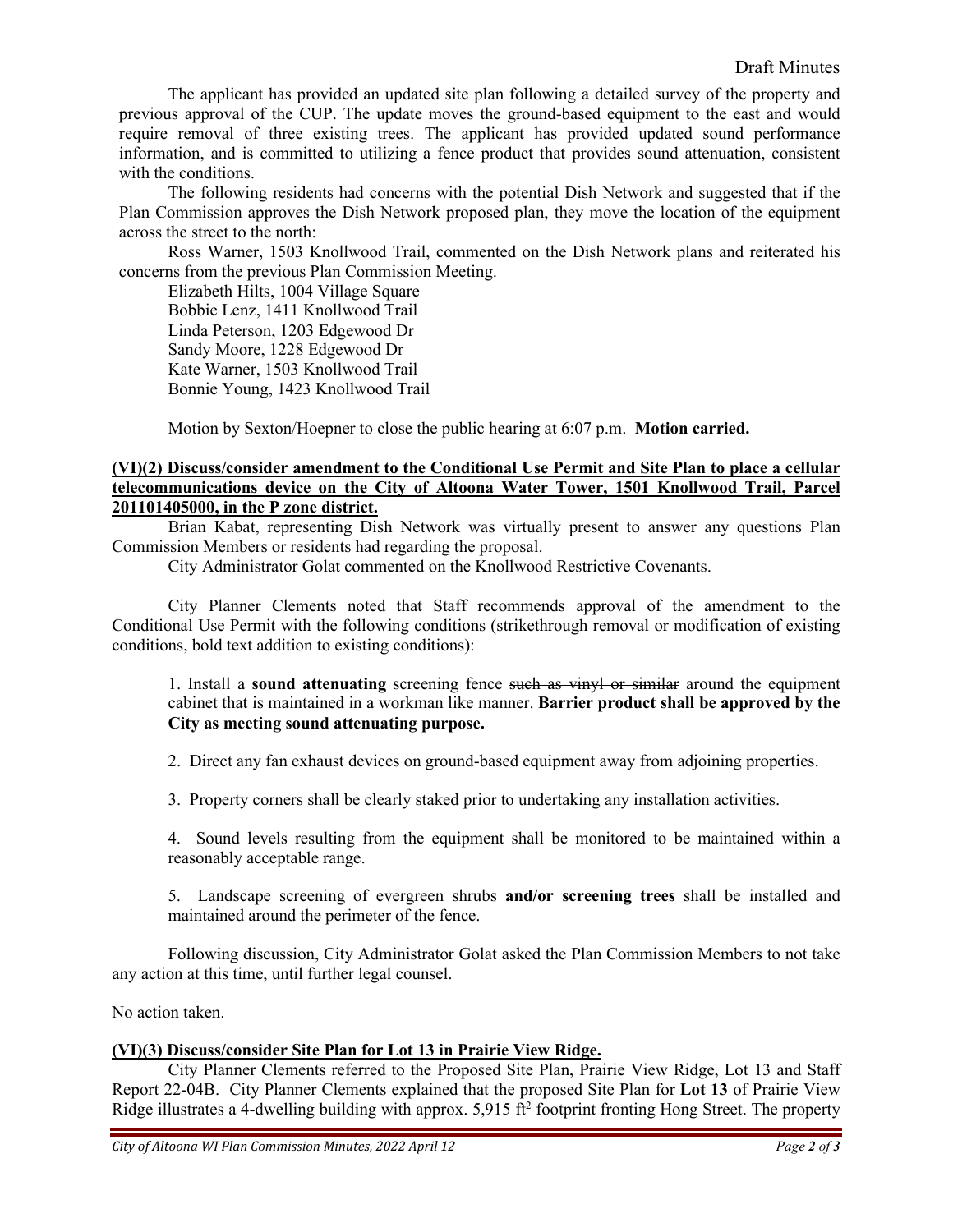The applicant has provided an updated site plan following a detailed survey of the property and previous approval of the CUP. The update moves the ground-based equipment to the east and would require removal of three existing trees. The applicant has provided updated sound performance information, and is committed to utilizing a fence product that provides sound attenuation, consistent with the conditions.

The following residents had concerns with the potential Dish Network and suggested that if the Plan Commission approves the Dish Network proposed plan, they move the location of the equipment across the street to the north:

Ross Warner, 1503 Knollwood Trail, commented on the Dish Network plans and reiterated his concerns from the previous Plan Commission Meeting.

Elizabeth Hilts, 1004 Village Square
Bobbie Lenz, 1411 Knollwood Trail
Linda Peterson, 1203 Edgewood Dr
Sandy Moore, 1228 Edgewood Dr
Kate Warner, 1503 Knollwood Trail
Bonnie Young, 1423 Knollwood Trail

Motion by Sexton/Hoepner to close the public hearing at 6:07 p.m. **Motion carried.**

**(VI)(2) Discuss/consider amendment to the Conditional Use Permit and Site Plan to place a cellular telecommunications device on the City of Altoona Water Tower, 1501 Knollwood Trail, Parcel 201101405000, in the P zone district.**

Brian Kabat, representing Dish Network was virtually present to answer any questions Plan Commission Members or residents had regarding the proposal.

City Administrator Golat commented on the Knollwood Restrictive Covenants.

City Planner Clements noted that Staff recommends approval of the amendment to the Conditional Use Permit with the following conditions (strikethrough removal or modification of existing conditions, bold text addition to existing conditions):

1. Install a **sound attenuating** screening fence ~~such as vinyl or similar~~ around the equipment cabinet that is maintained in a workman like manner. **Barrier product shall be approved by the City as meeting sound attenuating purpose.**

2. Direct any fan exhaust devices on ground-based equipment away from adjoining properties.

3. Property corners shall be clearly staked prior to undertaking any installation activities.

4. Sound levels resulting from the equipment shall be monitored to be maintained within a reasonably acceptable range.

5. Landscape screening of evergreen shrubs **and/or screening trees** shall be installed and maintained around the perimeter of the fence.

Following discussion, City Administrator Golat asked the Plan Commission Members to not take any action at this time, until further legal counsel.

No action taken.

**(VI)(3) Discuss/consider Site Plan for Lot 13 in Prairie View Ridge.**

City Planner Clements referred to the Proposed Site Plan, Prairie View Ridge, Lot 13 and Staff Report 22-04B. City Planner Clements explained that the proposed Site Plan for **Lot 13** of Prairie View Ridge illustrates a 4-dwelling building with approx. 5,915 $ft^2$ footprint fronting Hong Street. The property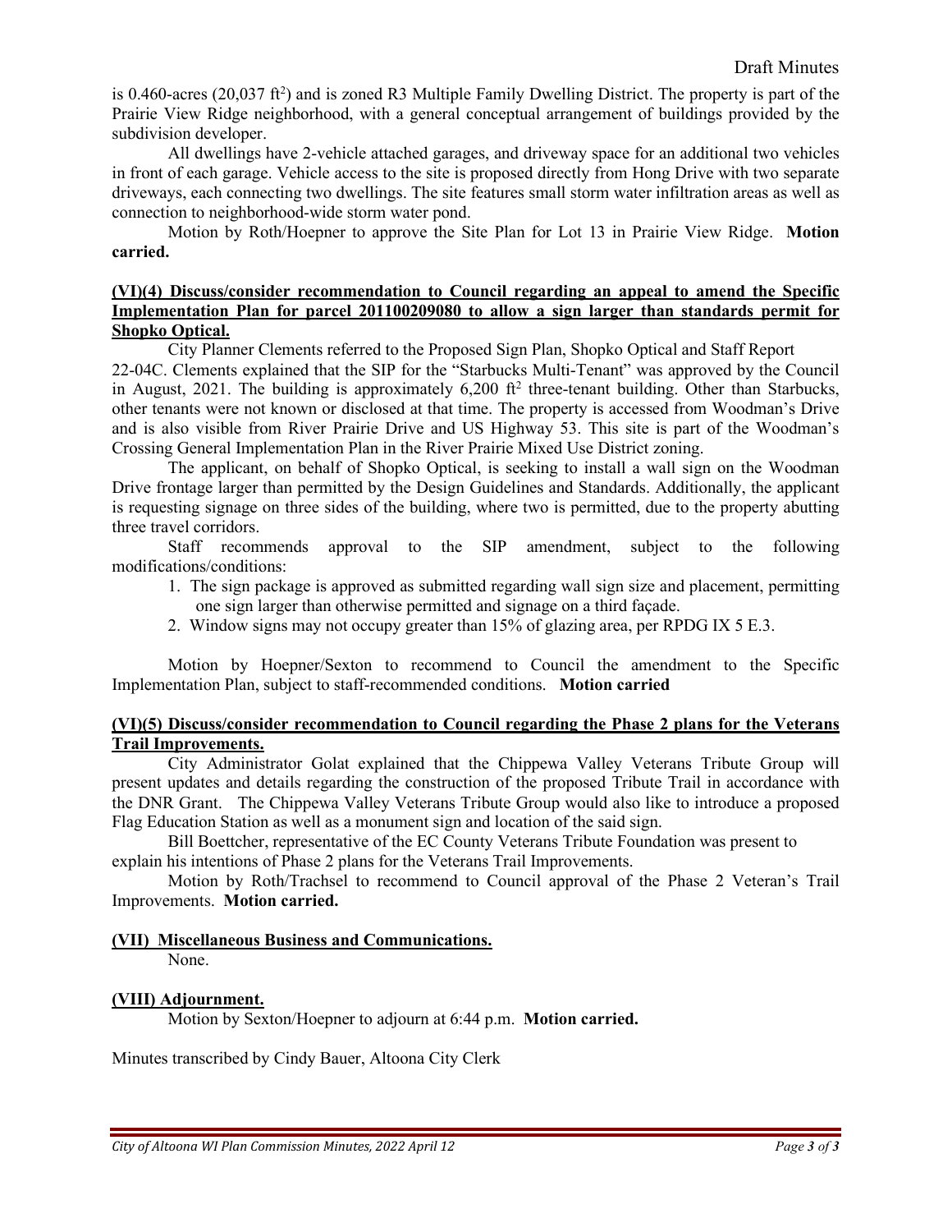is 0.460-acres (20,037 $ft^2$) and is zoned R3 Multiple Family Dwelling District. The property is part of the Prairie View Ridge neighborhood, with a general conceptual arrangement of buildings provided by the subdivision developer.

All dwellings have 2-vehicle attached garages, and driveway space for an additional two vehicles in front of each garage. Vehicle access to the site is proposed directly from Hong Drive with two separate driveways, each connecting two dwellings. The site features small storm water infiltration areas as well as connection to neighborhood-wide storm water pond.

Motion by Roth/Hoepner to approve the Site Plan for Lot 13 in Prairie View Ridge. **Motion carried.**

**(VI)(4) Discuss/consider recommendation to Council regarding an appeal to amend the Specific Implementation Plan for parcel 201100209080 to allow a sign larger than standards permit for Shopko Optical.**

City Planner Clements referred to the Proposed Sign Plan, Shopko Optical and Staff Report 22-04C. Clements explained that the SIP for the "Starbucks Multi-Tenant" was approved by the Council in August, 2021. The building is approximately 6,200 $ft^2$ three-tenant building. Other than Starbucks, other tenants were not known or disclosed at that time. The property is accessed from Woodman's Drive and is also visible from River Prairie Drive and US Highway 53. This site is part of the Woodman's Crossing General Implementation Plan in the River Prairie Mixed Use District zoning.

The applicant, on behalf of Shopko Optical, is seeking to install a wall sign on the Woodman Drive frontage larger than permitted by the Design Guidelines and Standards. Additionally, the applicant is requesting signage on three sides of the building, where two is permitted, due to the property abutting three travel corridors.

Staff recommends approval to the SIP amendment, subject to the following modifications/conditions:

1. The sign package is approved as submitted regarding wall sign size and placement, permitting one sign larger than otherwise permitted and signage on a third façade.
2. Window signs may not occupy greater than 15% of glazing area, per RPDG IX 5 E.3.

Motion by Hoepner/Sexton to recommend to Council the amendment to the Specific Implementation Plan, subject to staff-recommended conditions. **Motion carried**

**(VI)(5) Discuss/consider recommendation to Council regarding the Phase 2 plans for the Veterans Trail Improvements.**

City Administrator Golat explained that the Chippewa Valley Veterans Tribute Group will present updates and details regarding the construction of the proposed Tribute Trail in accordance with the DNR Grant. The Chippewa Valley Veterans Tribute Group would also like to introduce a proposed Flag Education Station as well as a monument sign and location of the said sign.

Bill Boettcher, representative of the EC County Veterans Tribute Foundation was present to explain his intentions of Phase 2 plans for the Veterans Trail Improvements.

Motion by Roth/Trachsel to recommend to Council approval of the Phase 2 Veteran's Trail Improvements. **Motion carried.**

**(VII) Miscellaneous Business and Communications.**

None.

**(VIII) Adjournment.**

Motion by Sexton/Hoepner to adjourn at 6:44 p.m. **Motion carried.**

Minutes transcribed by Cindy Bauer, Altoona City Clerk